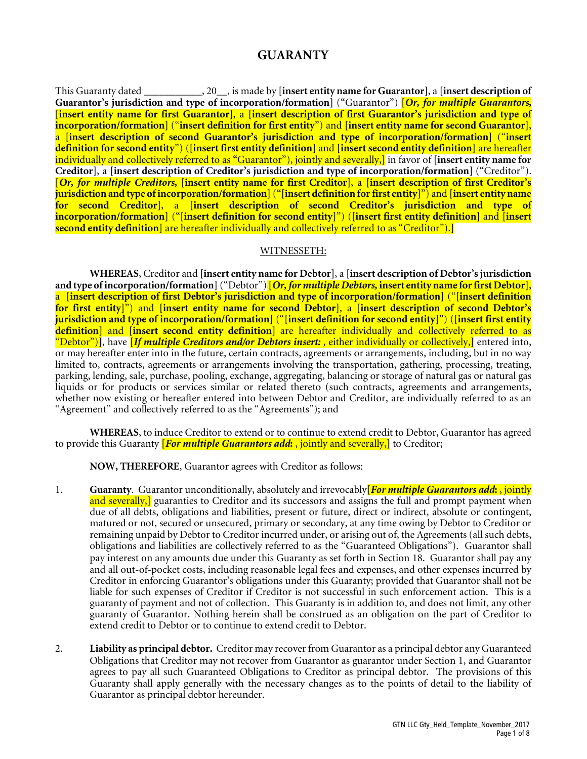# GUARANTY

This Guaranty dated ___________, 20__, is made by [**insert entity name for Guarantor**], a [**insert description of Guarantor's jurisdiction and type of incorporation/formation**] ("Guarantor") [***Or, for multiple Guarantors,*** [**insert entity name for first Guarantor**], a [**insert description of first Guarantor's jurisdiction and type of incorporation/formation**] ("**insert definition for first entity**") and [**insert entity name for second Guarantor**], a [**insert description of second Guarantor's jurisdiction and type of incorporation/formation**] ("**insert definition for second entity**") ([**insert first entity definition**] and [**insert second entity definition**] are hereafter individually and collectively referred to as "Guarantor"), jointly and severally,] in favor of [**insert entity name for Creditor**], a [**insert description of Creditor's jurisdiction and type of incorporation/formation**] ("Creditor"). [***Or, for multiple Creditors,*** [**insert entity name for first Creditor**], a [**insert description of first Creditor's jurisdiction and type of incorporation/formation**] ("[**insert definition for first entity**]") and [**insert entity name for second Creditor**], a [**insert description of second Creditor's jurisdiction and type of incorporation/formation**] ("[**insert definition for second entity**]") ([**insert first entity definition**] and [**insert second entity definition**] are hereafter individually and collectively referred to as "Creditor").]

WITNESSETH:

**WHEREAS**, Creditor and [**insert entity name for Debtor**], a [**insert description of Debtor's jurisdiction and type of incorporation/formation**] ("Debtor") [***Or, for multiple Debtors,*** **insert entity name for first Debtor**], a [**insert description of first Debtor's jurisdiction and type of incorporation/formation**] ("[**insert definition for first entity**]") and [**insert entity name for second Debtor**], a [**insert description of second Debtor's jurisdiction and type of incorporation/formation**] ("[**insert definition for second entity**]") ([**insert first entity definition**] and [**insert second entity definition**] are hereafter individually and collectively referred to as "Debtor")], have [***If multiple Creditors and/or Debtors insert:*** , either individually or collectively,] entered into, or may hereafter enter into in the future, certain contracts, agreements or arrangements, including, but in no way limited to, contracts, agreements or arrangements involving the transportation, gathering, processing, treating, parking, lending, sale, purchase, pooling, exchange, aggregating, balancing or storage of natural gas or natural gas liquids or for products or services similar or related thereto (such contracts, agreements and arrangements, whether now existing or hereafter entered into between Debtor and Creditor, are individually referred to as an "Agreement" and collectively referred to as the "Agreements"); and

**WHEREAS**, to induce Creditor to extend or to continue to extend credit to Debtor, Guarantor has agreed to provide this Guaranty [***For multiple Guarantors add:*** , jointly and severally,] to Creditor;

**NOW, THEREFORE**, Guarantor agrees with Creditor as follows:

1. **Guaranty**. Guarantor unconditionally, absolutely and irrevocably[***For multiple Guarantors add:*** , jointly and severally,] guaranties to Creditor and its successors and assigns the full and prompt payment when due of all debts, obligations and liabilities, present or future, direct or indirect, absolute or contingent, matured or not, secured or unsecured, primary or secondary, at any time owing by Debtor to Creditor or remaining unpaid by Debtor to Creditor incurred under, or arising out of, the Agreements (all such debts, obligations and liabilities are collectively referred to as the "Guaranteed Obligations"). Guarantor shall pay interest on any amounts due under this Guaranty as set forth in Section 18. Guarantor shall pay any and all out-of-pocket costs, including reasonable legal fees and expenses, and other expenses incurred by Creditor in enforcing Guarantor's obligations under this Guaranty; provided that Guarantor shall not be liable for such expenses of Creditor if Creditor is not successful in such enforcement action. This is a guaranty of payment and not of collection. This Guaranty is in addition to, and does not limit, any other guaranty of Guarantor. Nothing herein shall be construed as an obligation on the part of Creditor to extend credit to Debtor or to continue to extend credit to Debtor.

2. **Liability as principal debtor.** Creditor may recover from Guarantor as a principal debtor any Guaranteed Obligations that Creditor may not recover from Guarantor as guarantor under Section 1, and Guarantor agrees to pay all such Guaranteed Obligations to Creditor as principal debtor. The provisions of this Guaranty shall apply generally with the necessary changes as to the points of detail to the liability of Guarantor as principal debtor hereunder.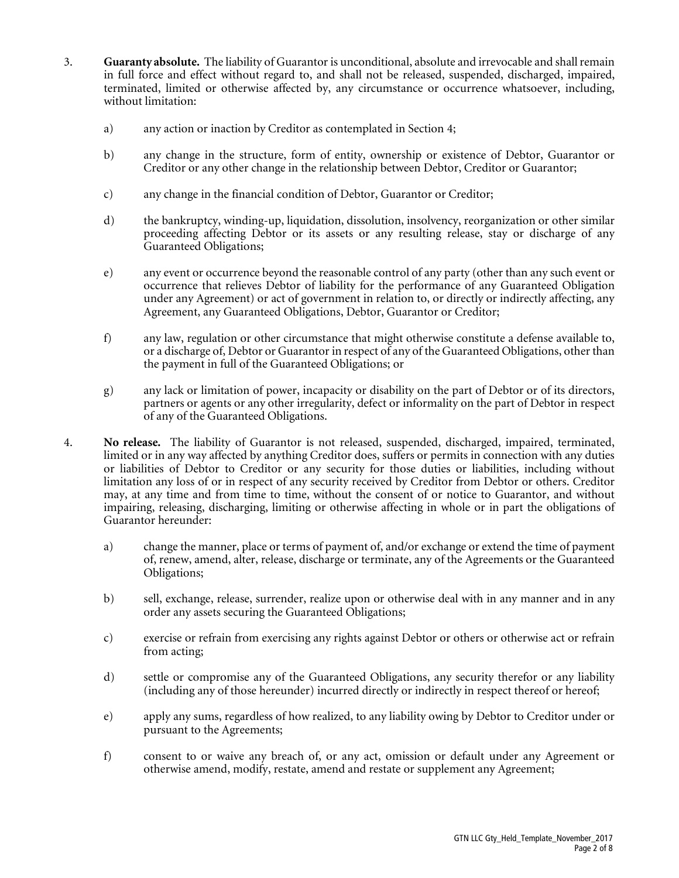3. **Guaranty absolute.** The liability of Guarantor is unconditional, absolute and irrevocable and shall remain in full force and effect without regard to, and shall not be released, suspended, discharged, impaired, terminated, limited or otherwise affected by, any circumstance or occurrence whatsoever, including, without limitation:

   a) any action or inaction by Creditor as contemplated in Section 4;

   b) any change in the structure, form of entity, ownership or existence of Debtor, Guarantor or Creditor or any other change in the relationship between Debtor, Creditor or Guarantor;

   c) any change in the financial condition of Debtor, Guarantor or Creditor;

   d) the bankruptcy, winding-up, liquidation, dissolution, insolvency, reorganization or other similar proceeding affecting Debtor or its assets or any resulting release, stay or discharge of any Guaranteed Obligations;

   e) any event or occurrence beyond the reasonable control of any party (other than any such event or occurrence that relieves Debtor of liability for the performance of any Guaranteed Obligation under any Agreement) or act of government in relation to, or directly or indirectly affecting, any Agreement, any Guaranteed Obligations, Debtor, Guarantor or Creditor;

   f) any law, regulation or other circumstance that might otherwise constitute a defense available to, or a discharge of, Debtor or Guarantor in respect of any of the Guaranteed Obligations, other than the payment in full of the Guaranteed Obligations; or

   g) any lack or limitation of power, incapacity or disability on the part of Debtor or of its directors, partners or agents or any other irregularity, defect or informality on the part of Debtor in respect of any of the Guaranteed Obligations.

4. **No release.** The liability of Guarantor is not released, suspended, discharged, impaired, terminated, limited or in any way affected by anything Creditor does, suffers or permits in connection with any duties or liabilities of Debtor to Creditor or any security for those duties or liabilities, including without limitation any loss of or in respect of any security received by Creditor from Debtor or others. Creditor may, at any time and from time to time, without the consent of or notice to Guarantor, and without impairing, releasing, discharging, limiting or otherwise affecting in whole or in part the obligations of Guarantor hereunder:

   a) change the manner, place or terms of payment of, and/or exchange or extend the time of payment of, renew, amend, alter, release, discharge or terminate, any of the Agreements or the Guaranteed Obligations;

   b) sell, exchange, release, surrender, realize upon or otherwise deal with in any manner and in any order any assets securing the Guaranteed Obligations;

   c) exercise or refrain from exercising any rights against Debtor or others or otherwise act or refrain from acting;

   d) settle or compromise any of the Guaranteed Obligations, any security therefor or any liability (including any of those hereunder) incurred directly or indirectly in respect thereof or hereof;

   e) apply any sums, regardless of how realized, to any liability owing by Debtor to Creditor under or pursuant to the Agreements;

   f) consent to or waive any breach of, or any act, omission or default under any Agreement or otherwise amend, modify, restate, amend and restate or supplement any Agreement;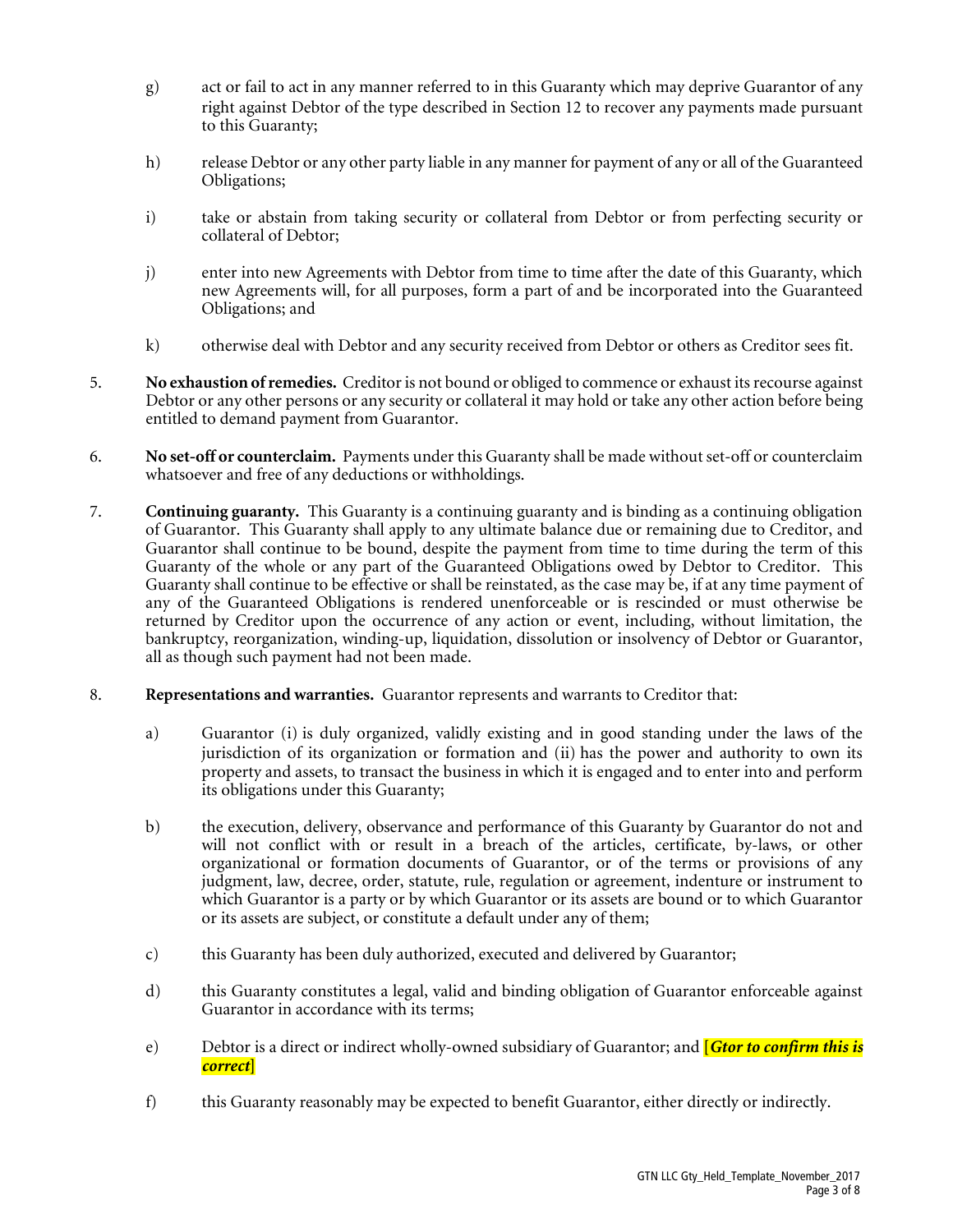g) act or fail to act in any manner referred to in this Guaranty which may deprive Guarantor of any right against Debtor of the type described in Section 12 to recover any payments made pursuant to this Guaranty;

h) release Debtor or any other party liable in any manner for payment of any or all of the Guaranteed Obligations;

i) take or abstain from taking security or collateral from Debtor or from perfecting security or collateral of Debtor;

j) enter into new Agreements with Debtor from time to time after the date of this Guaranty, which new Agreements will, for all purposes, form a part of and be incorporated into the Guaranteed Obligations; and

k) otherwise deal with Debtor and any security received from Debtor or others as Creditor sees fit.

5. **No exhaustion of remedies.** Creditor is not bound or obliged to commence or exhaust its recourse against Debtor or any other persons or any security or collateral it may hold or take any other action before being entitled to demand payment from Guarantor.

6. **No set-off or counterclaim.** Payments under this Guaranty shall be made without set-off or counterclaim whatsoever and free of any deductions or withholdings.

7. **Continuing guaranty.** This Guaranty is a continuing guaranty and is binding as a continuing obligation of Guarantor. This Guaranty shall apply to any ultimate balance due or remaining due to Creditor, and Guarantor shall continue to be bound, despite the payment from time to time during the term of this Guaranty of the whole or any part of the Guaranteed Obligations owed by Debtor to Creditor. This Guaranty shall continue to be effective or shall be reinstated, as the case may be, if at any time payment of any of the Guaranteed Obligations is rendered unenforceable or is rescinded or must otherwise be returned by Creditor upon the occurrence of any action or event, including, without limitation, the bankruptcy, reorganization, winding-up, liquidation, dissolution or insolvency of Debtor or Guarantor, all as though such payment had not been made.

8. **Representations and warranties.** Guarantor represents and warrants to Creditor that:

a) Guarantor (i) is duly organized, validly existing and in good standing under the laws of the jurisdiction of its organization or formation and (ii) has the power and authority to own its property and assets, to transact the business in which it is engaged and to enter into and perform its obligations under this Guaranty;

b) the execution, delivery, observance and performance of this Guaranty by Guarantor do not and will not conflict with or result in a breach of the articles, certificate, by-laws, or other organizational or formation documents of Guarantor, or of the terms or provisions of any judgment, law, decree, order, statute, rule, regulation or agreement, indenture or instrument to which Guarantor is a party or by which Guarantor or its assets are bound or to which Guarantor or its assets are subject, or constitute a default under any of them;

c) this Guaranty has been duly authorized, executed and delivered by Guarantor;

d) this Guaranty constitutes a legal, valid and binding obligation of Guarantor enforceable against Guarantor in accordance with its terms;

e) Debtor is a direct or indirect wholly-owned subsidiary of Guarantor; and [***Gtor to confirm this is correct***]

f) this Guaranty reasonably may be expected to benefit Guarantor, either directly or indirectly.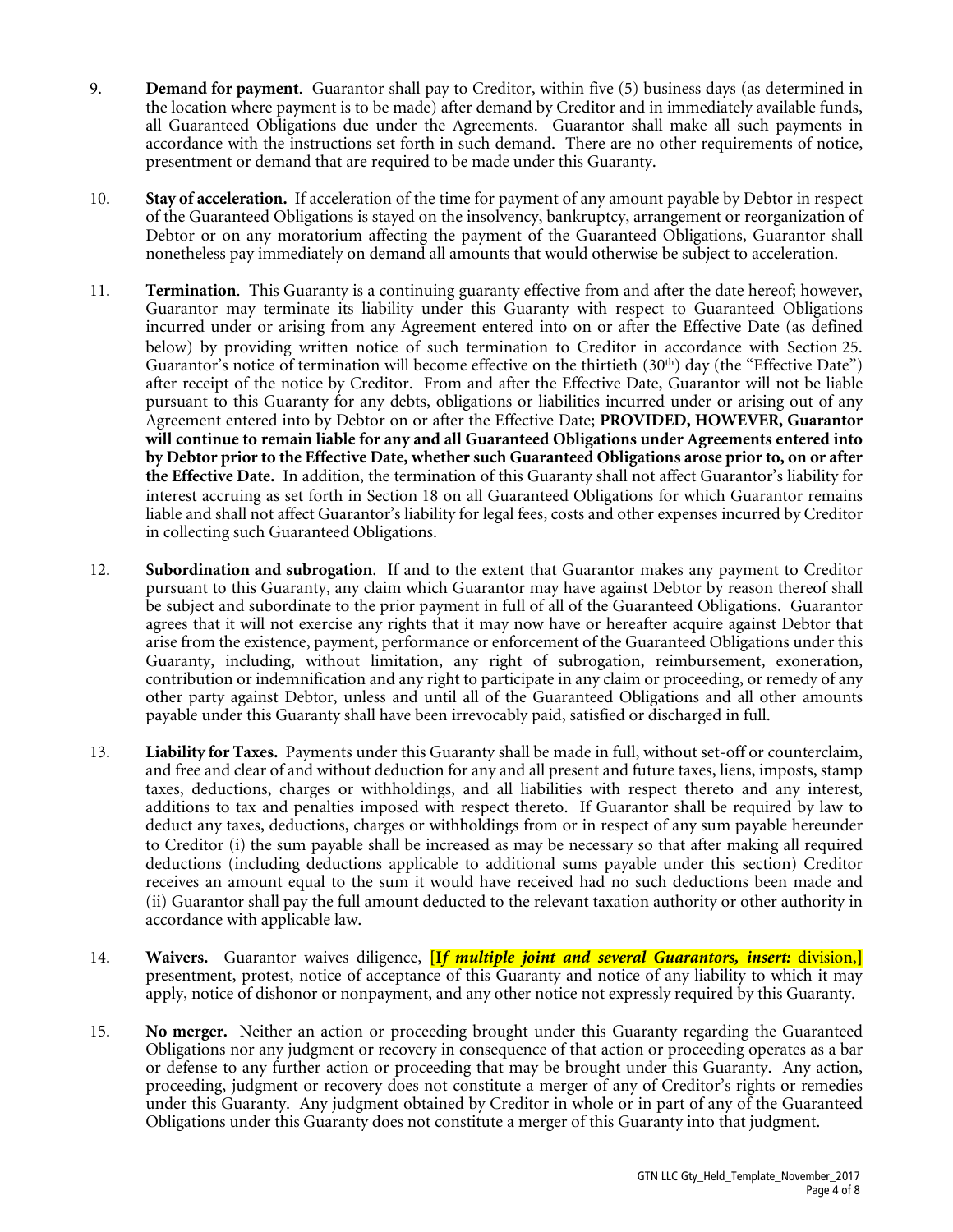9. **Demand for payment**. Guarantor shall pay to Creditor, within five (5) business days (as determined in the location where payment is to be made) after demand by Creditor and in immediately available funds, all Guaranteed Obligations due under the Agreements. Guarantor shall make all such payments in accordance with the instructions set forth in such demand. There are no other requirements of notice, presentment or demand that are required to be made under this Guaranty.

10. **Stay of acceleration.** If acceleration of the time for payment of any amount payable by Debtor in respect of the Guaranteed Obligations is stayed on the insolvency, bankruptcy, arrangement or reorganization of Debtor or on any moratorium affecting the payment of the Guaranteed Obligations, Guarantor shall nonetheless pay immediately on demand all amounts that would otherwise be subject to acceleration.

11. **Termination**. This Guaranty is a continuing guaranty effective from and after the date hereof; however, Guarantor may terminate its liability under this Guaranty with respect to Guaranteed Obligations incurred under or arising from any Agreement entered into on or after the Effective Date (as defined below) by providing written notice of such termination to Creditor in accordance with Section 25. Guarantor's notice of termination will become effective on the thirtieth (30th) day (the "Effective Date") after receipt of the notice by Creditor. From and after the Effective Date, Guarantor will not be liable pursuant to this Guaranty for any debts, obligations or liabilities incurred under or arising out of any Agreement entered into by Debtor on or after the Effective Date; **PROVIDED, HOWEVER, Guarantor will continue to remain liable for any and all Guaranteed Obligations under Agreements entered into by Debtor prior to the Effective Date, whether such Guaranteed Obligations arose prior to, on or after the Effective Date.** In addition, the termination of this Guaranty shall not affect Guarantor's liability for interest accruing as set forth in Section 18 on all Guaranteed Obligations for which Guarantor remains liable and shall not affect Guarantor's liability for legal fees, costs and other expenses incurred by Creditor in collecting such Guaranteed Obligations.

12. **Subordination and subrogation**. If and to the extent that Guarantor makes any payment to Creditor pursuant to this Guaranty, any claim which Guarantor may have against Debtor by reason thereof shall be subject and subordinate to the prior payment in full of all of the Guaranteed Obligations. Guarantor agrees that it will not exercise any rights that it may now have or hereafter acquire against Debtor that arise from the existence, payment, performance or enforcement of the Guaranteed Obligations under this Guaranty, including, without limitation, any right of subrogation, reimbursement, exoneration, contribution or indemnification and any right to participate in any claim or proceeding, or remedy of any other party against Debtor, unless and until all of the Guaranteed Obligations and all other amounts payable under this Guaranty shall have been irrevocably paid, satisfied or discharged in full.

13. **Liability for Taxes.** Payments under this Guaranty shall be made in full, without set-off or counterclaim, and free and clear of and without deduction for any and all present and future taxes, liens, imposts, stamp taxes, deductions, charges or withholdings, and all liabilities with respect thereto and any interest, additions to tax and penalties imposed with respect thereto. If Guarantor shall be required by law to deduct any taxes, deductions, charges or withholdings from or in respect of any sum payable hereunder to Creditor (i) the sum payable shall be increased as may be necessary so that after making all required deductions (including deductions applicable to additional sums payable under this section) Creditor receives an amount equal to the sum it would have received had no such deductions been made and (ii) Guarantor shall pay the full amount deducted to the relevant taxation authority or other authority in accordance with applicable law.

14. **Waivers.** Guarantor waives diligence, **[I*f multiple joint and several Guarantors, insert:*** division,**]** presentment, protest, notice of acceptance of this Guaranty and notice of any liability to which it may apply, notice of dishonor or nonpayment, and any other notice not expressly required by this Guaranty.

15. **No merger.** Neither an action or proceeding brought under this Guaranty regarding the Guaranteed Obligations nor any judgment or recovery in consequence of that action or proceeding operates as a bar or defense to any further action or proceeding that may be brought under this Guaranty. Any action, proceeding, judgment or recovery does not constitute a merger of any of Creditor's rights or remedies under this Guaranty. Any judgment obtained by Creditor in whole or in part of any of the Guaranteed Obligations under this Guaranty does not constitute a merger of this Guaranty into that judgment.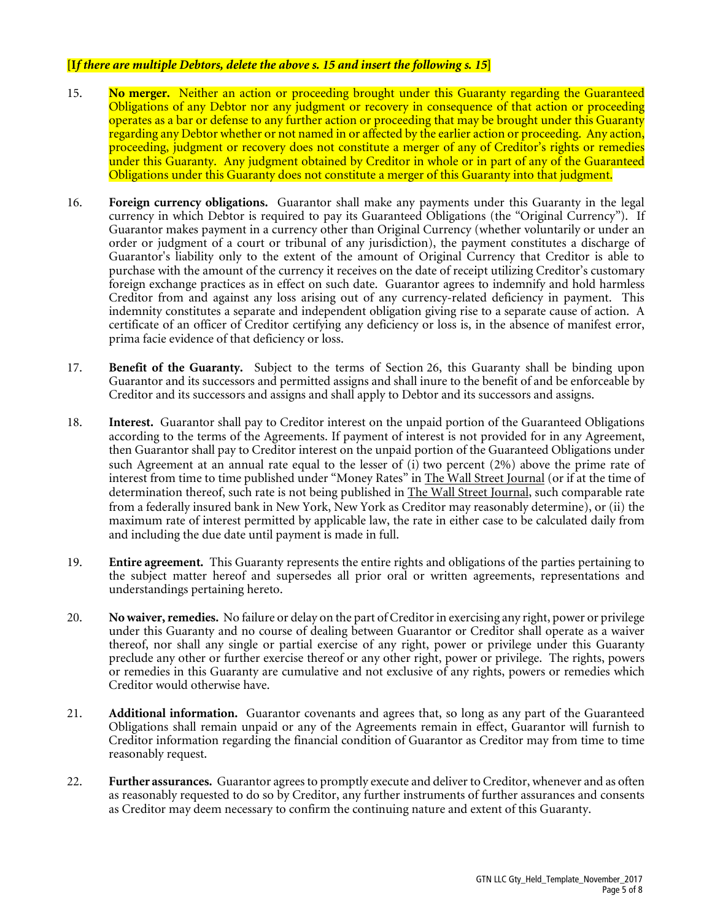**[*If there are multiple Debtors, delete the above s. 15 and insert the following s. 15*]**

15. **No merger.** Neither an action or proceeding brought under this Guaranty regarding the Guaranteed Obligations of any Debtor nor any judgment or recovery in consequence of that action or proceeding operates as a bar or defense to any further action or proceeding that may be brought under this Guaranty regarding any Debtor whether or not named in or affected by the earlier action or proceeding. Any action, proceeding, judgment or recovery does not constitute a merger of any of Creditor's rights or remedies under this Guaranty. Any judgment obtained by Creditor in whole or in part of any of the Guaranteed Obligations under this Guaranty does not constitute a merger of this Guaranty into that judgment.

16. **Foreign currency obligations.** Guarantor shall make any payments under this Guaranty in the legal currency in which Debtor is required to pay its Guaranteed Obligations (the "Original Currency"). If Guarantor makes payment in a currency other than Original Currency (whether voluntarily or under an order or judgment of a court or tribunal of any jurisdiction), the payment constitutes a discharge of Guarantor's liability only to the extent of the amount of Original Currency that Creditor is able to purchase with the amount of the currency it receives on the date of receipt utilizing Creditor's customary foreign exchange practices as in effect on such date. Guarantor agrees to indemnify and hold harmless Creditor from and against any loss arising out of any currency-related deficiency in payment. This indemnity constitutes a separate and independent obligation giving rise to a separate cause of action. A certificate of an officer of Creditor certifying any deficiency or loss is, in the absence of manifest error, prima facie evidence of that deficiency or loss.

17. **Benefit of the Guaranty.** Subject to the terms of Section 26, this Guaranty shall be binding upon Guarantor and its successors and permitted assigns and shall inure to the benefit of and be enforceable by Creditor and its successors and assigns and shall apply to Debtor and its successors and assigns.

18. **Interest.** Guarantor shall pay to Creditor interest on the unpaid portion of the Guaranteed Obligations according to the terms of the Agreements. If payment of interest is not provided for in any Agreement, then Guarantor shall pay to Creditor interest on the unpaid portion of the Guaranteed Obligations under such Agreement at an annual rate equal to the lesser of (i) two percent (2%) above the prime rate of interest from time to time published under "Money Rates" in The Wall Street Journal (or if at the time of determination thereof, such rate is not being published in The Wall Street Journal, such comparable rate from a federally insured bank in New York, New York as Creditor may reasonably determine), or (ii) the maximum rate of interest permitted by applicable law, the rate in either case to be calculated daily from and including the due date until payment is made in full.

19. **Entire agreement.** This Guaranty represents the entire rights and obligations of the parties pertaining to the subject matter hereof and supersedes all prior oral or written agreements, representations and understandings pertaining hereto.

20. **No waiver, remedies.** No failure or delay on the part of Creditor in exercising any right, power or privilege under this Guaranty and no course of dealing between Guarantor or Creditor shall operate as a waiver thereof, nor shall any single or partial exercise of any right, power or privilege under this Guaranty preclude any other or further exercise thereof or any other right, power or privilege. The rights, powers or remedies in this Guaranty are cumulative and not exclusive of any rights, powers or remedies which Creditor would otherwise have.

21. **Additional information.** Guarantor covenants and agrees that, so long as any part of the Guaranteed Obligations shall remain unpaid or any of the Agreements remain in effect, Guarantor will furnish to Creditor information regarding the financial condition of Guarantor as Creditor may from time to time reasonably request.

22. **Further assurances.** Guarantor agrees to promptly execute and deliver to Creditor, whenever and as often as reasonably requested to do so by Creditor, any further instruments of further assurances and consents as Creditor may deem necessary to confirm the continuing nature and extent of this Guaranty.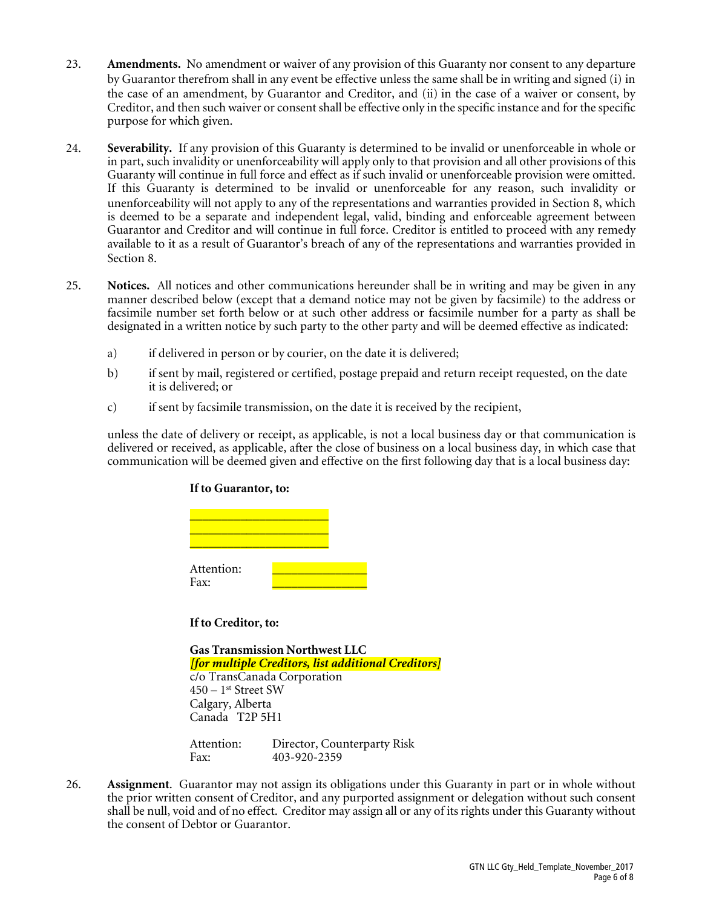23. **Amendments.** No amendment or waiver of any provision of this Guaranty nor consent to any departure by Guarantor therefrom shall in any event be effective unless the same shall be in writing and signed (i) in the case of an amendment, by Guarantor and Creditor, and (ii) in the case of a waiver or consent, by Creditor, and then such waiver or consent shall be effective only in the specific instance and for the specific purpose for which given.

24. **Severability.** If any provision of this Guaranty is determined to be invalid or unenforceable in whole or in part, such invalidity or unenforceability will apply only to that provision and all other provisions of this Guaranty will continue in full force and effect as if such invalid or unenforceable provision were omitted. If this Guaranty is determined to be invalid or unenforceable for any reason, such invalidity or unenforceability will not apply to any of the representations and warranties provided in Section 8, which is deemed to be a separate and independent legal, valid, binding and enforceable agreement between Guarantor and Creditor and will continue in full force. Creditor is entitled to proceed with any remedy available to it as a result of Guarantor's breach of any of the representations and warranties provided in Section 8.

25. **Notices.** All notices and other communications hereunder shall be in writing and may be given in any manner described below (except that a demand notice may not be given by facsimile) to the address or facsimile number set forth below or at such other address or facsimile number for a party as shall be designated in a written notice by such party to the other party and will be deemed effective as indicated:

    a) if delivered in person or by courier, on the date it is delivered;

    b) if sent by mail, registered or certified, postage prepaid and return receipt requested, on the date it is delivered; or

    c) if sent by facsimile transmission, on the date it is received by the recipient,

    unless the date of delivery or receipt, as applicable, is not a local business day or that communication is delivered or received, as applicable, after the close of business on a local business day, in which case that communication will be deemed given and effective on the first following day that is a local business day:

    **If to Guarantor, to:**

    ______________________
    ______________________
    ______________________

    Attention: ______________
    Fax: ______________

    **If to Creditor, to:**

    **Gas Transmission Northwest LLC**
    ***[for multiple Creditors, list additional Creditors]***
    c/o TransCanada Corporation
    450 – 1st Street SW
    Calgary, Alberta
    Canada T2P 5H1

    Attention: Director, Counterparty Risk
    Fax: 403-920-2359

26. **Assignment**. Guarantor may not assign its obligations under this Guaranty in part or in whole without the prior written consent of Creditor, and any purported assignment or delegation without such consent shall be null, void and of no effect. Creditor may assign all or any of its rights under this Guaranty without the consent of Debtor or Guarantor.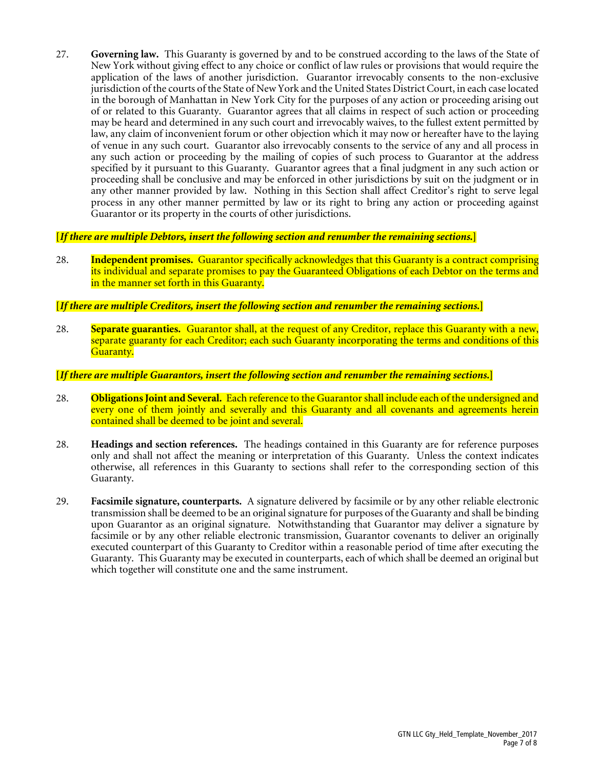27. **Governing law.** This Guaranty is governed by and to be construed according to the laws of the State of New York without giving effect to any choice or conflict of law rules or provisions that would require the application of the laws of another jurisdiction. Guarantor irrevocably consents to the non-exclusive jurisdiction of the courts of the State of New York and the United States District Court, in each case located in the borough of Manhattan in New York City for the purposes of any action or proceeding arising out of or related to this Guaranty. Guarantor agrees that all claims in respect of such action or proceeding may be heard and determined in any such court and irrevocably waives, to the fullest extent permitted by law, any claim of inconvenient forum or other objection which it may now or hereafter have to the laying of venue in any such court. Guarantor also irrevocably consents to the service of any and all process in any such action or proceeding by the mailing of copies of such process to Guarantor at the address specified by it pursuant to this Guaranty. Guarantor agrees that a final judgment in any such action or proceeding shall be conclusive and may be enforced in other jurisdictions by suit on the judgment or in any other manner provided by law. Nothing in this Section shall affect Creditor's right to serve legal process in any other manner permitted by law or its right to bring any action or proceeding against Guarantor or its property in the courts of other jurisdictions.

**[*If there are multiple Debtors, insert the following section and renumber the remaining sections.*]**

28. **Independent promises.** Guarantor specifically acknowledges that this Guaranty is a contract comprising its individual and separate promises to pay the Guaranteed Obligations of each Debtor on the terms and in the manner set forth in this Guaranty.

**[*If there are multiple Creditors, insert the following section and renumber the remaining sections.*]**

28. **Separate guaranties.** Guarantor shall, at the request of any Creditor, replace this Guaranty with a new, separate guaranty for each Creditor; each such Guaranty incorporating the terms and conditions of this Guaranty.

**[*If there are multiple Guarantors, insert the following section and renumber the remaining sections.*]**

28. **Obligations Joint and Several.** Each reference to the Guarantor shall include each of the undersigned and every one of them jointly and severally and this Guaranty and all covenants and agreements herein contained shall be deemed to be joint and several.

28. **Headings and section references.** The headings contained in this Guaranty are for reference purposes only and shall not affect the meaning or interpretation of this Guaranty. Unless the context indicates otherwise, all references in this Guaranty to sections shall refer to the corresponding section of this Guaranty.

29. **Facsimile signature, counterparts.** A signature delivered by facsimile or by any other reliable electronic transmission shall be deemed to be an original signature for purposes of the Guaranty and shall be binding upon Guarantor as an original signature. Notwithstanding that Guarantor may deliver a signature by facsimile or by any other reliable electronic transmission, Guarantor covenants to deliver an originally executed counterpart of this Guaranty to Creditor within a reasonable period of time after executing the Guaranty. This Guaranty may be executed in counterparts, each of which shall be deemed an original but which together will constitute one and the same instrument.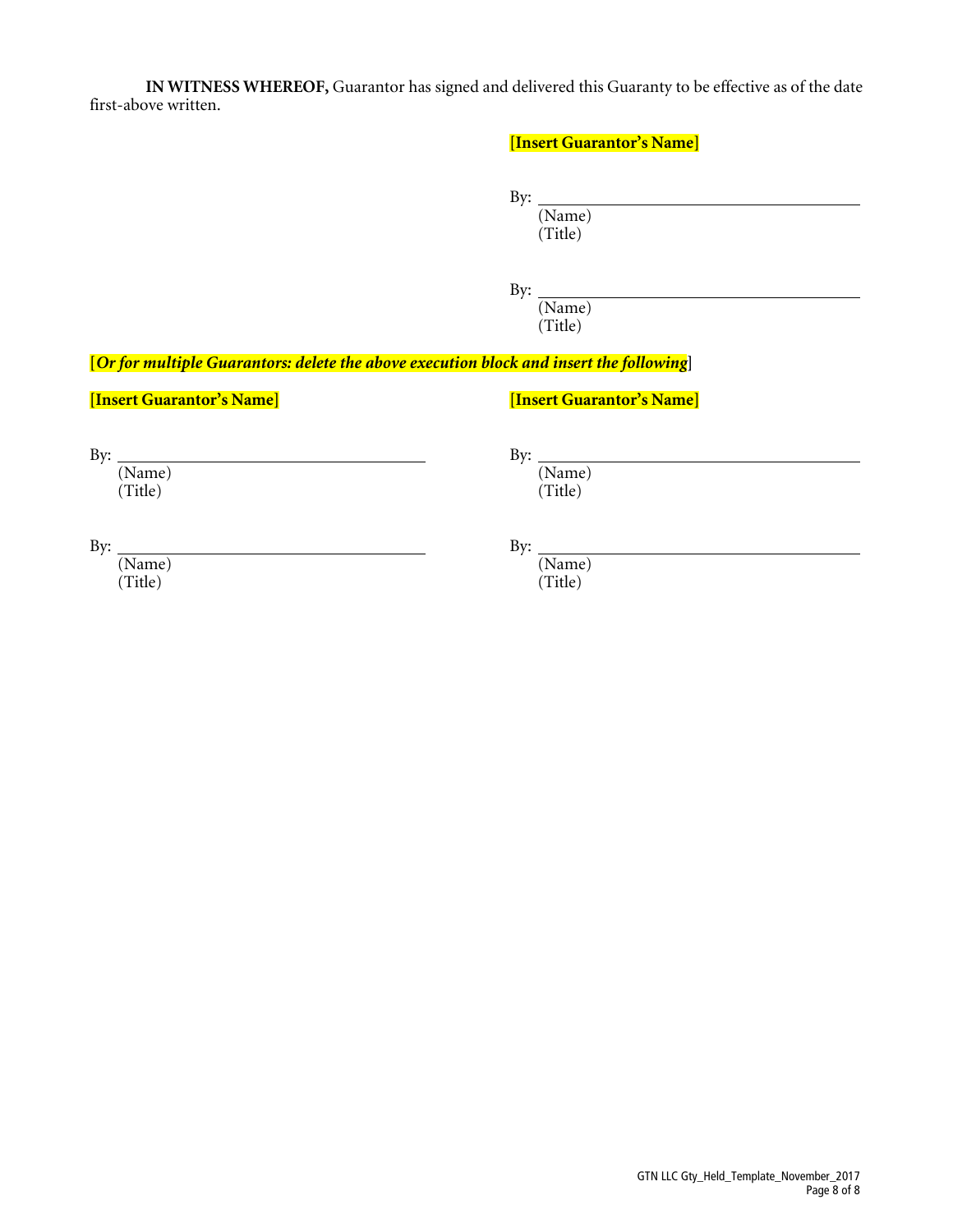**IN WITNESS WHEREOF,** Guarantor has signed and delivered this Guaranty to be effective as of the date first-above written.

**[Insert Guarantor's Name]**

By: ______________________________
(Name)
(Title)

By: ______________________________
(Name)
(Title)

**[*Or for multiple Guarantors: delete the above execution block and insert the following*]**

**[Insert Guarantor's Name]**

By: ______________________________
(Name)
(Title)

By: ______________________________
(Name)
(Title)

**[Insert Guarantor's Name]**

By: ______________________________
(Name)
(Title)

By: ______________________________
(Name)
(Title)